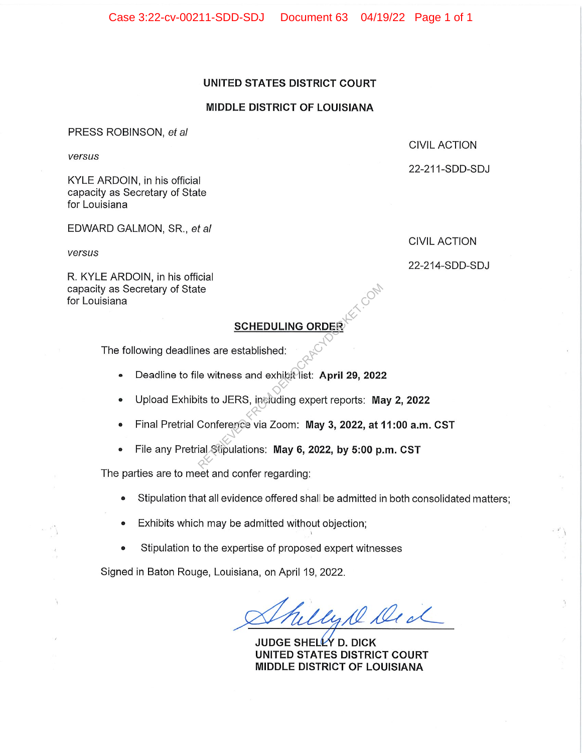## UNITED STATES DISTRICT COURT

## MIDDLE DISTRICT OF LOUISIANA

PRESS ROBINSON, *et al*

*versus*

KYLE ARDOIN, in his official capacity as Secretary of State for Louisiana

CIVIL ACTION

22-211-SDD-SDJ

EDWARD GALMON, SR., *et al*

*versus*

R. KYLE ARDOIN, in his official capacity as Secretary of State for Louisiana

CIVIL ACTION

22-214-SDD-SDJ

### SCHEDULING ORDER

The following deadlines are established:

- Deadline to file witness and exhibit list: **April 29, 2022**
- Upload Exhibits to JERS, including expert reports: **May 2, 2022**
- Final Pretrial Conference via Zoom: **May 3, 2022, at 11:00 a.m. CST**
- File any Pretrial Stipulations: **May 6, 2022, by 5:00 p.m. CST**

The parties are to meet and confer regarding:

- Stipulation that all evidence offered shall be admitted in both consolidated matters;
- Exhibits which may be admitted without objection;
- Stipulation to the expertise of proposed expert witnesses

Signed in Baton Rouge, Louisiana, on April 19, 2022.

JUDGE SHELLY D. DICK
UNITED STATES DISTRICT COURT
MIDDLE DISTRICT OF LOUISIANA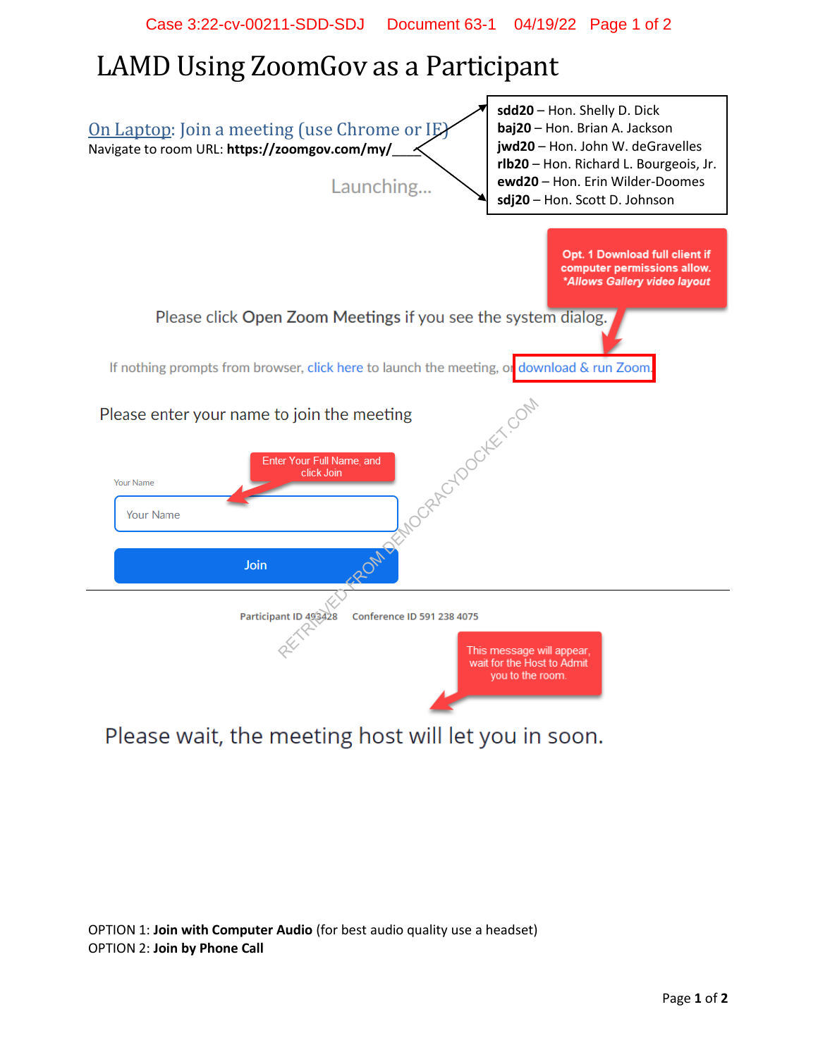# LAMD Using ZoomGov as a Participant

On Laptop: Join a meeting (use Chrome or IE)

Navigate to room URL: **https://zoomgov.com/my/**____

**sdd20** – Hon. Shelly D. Dick
**baj20** – Hon. Brian A. Jackson
**jwd20** – Hon. John W. deGravelles
**rlb20** – Hon. Richard L. Bourgeois, Jr.
**ewd20** – Hon. Erin Wilder-Doomes
**sdj20** – Hon. Scott D. Johnson

Launching...

**Opt. 1 Download full client if computer permissions allow.**
***Allows Gallery video layout**

Please click **Open Zoom Meetings** if you see the system dialog.

If nothing prompts from browser, click here to launch the meeting, or download & run Zoom.

Please enter your name to join the meeting

Enter Your Full Name, and click Join

Your Name

Your Name

Join

---

Participant ID 493428 Conference ID 591 238 4075

This message will appear, wait for the Host to Admit you to the room.

Please wait, the meeting host will let you in soon.

OPTION 1: **Join with Computer Audio** (for best audio quality use a headset)
OPTION 2: **Join by Phone Call**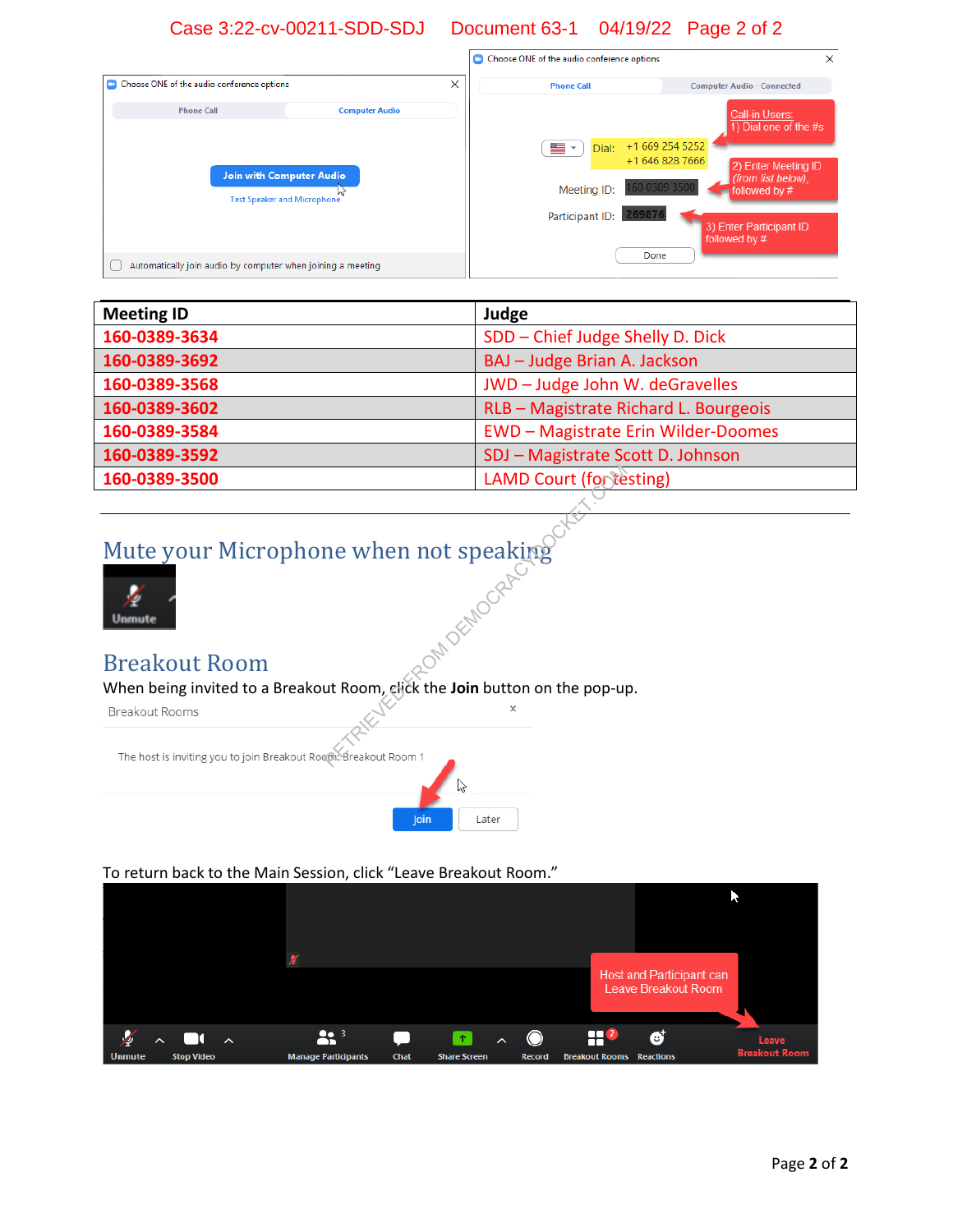Choose ONE of the audio conference options

Phone Call | Computer Audio

Join with Computer Audio

Test Speaker and Microphone

Automatically join audio by computer when joining a meeting

Choose ONE of the audio conference options

Phone Call | Computer Audio · Connected

Dial: +1 669 254 5252
+1 646 828 7666

Meeting ID: 160 0389 3500

Participant ID: 269876

Done

Call-in Users:
1) Dial one of the #s

2) Enter Meeting ID (from list below), followed by #

3) Enter Participant ID followed by #

| Meeting ID | Judge |
|---|---|
| 160-0389-3634 | SDD – Chief Judge Shelly D. Dick |
| 160-0389-3692 | BAJ – Judge Brian A. Jackson |
| 160-0389-3568 | JWD – Judge John W. deGravelles |
| 160-0389-3602 | RLB – Magistrate Richard L. Bourgeois |
| 160-0389-3584 | EWD – Magistrate Erin Wilder-Doomes |
| 160-0389-3592 | SDJ – Magistrate Scott D. Johnson |
| 160-0389-3500 | LAMD Court (for testing) |

## Mute your Microphone when not speaking

Unmute

## Breakout Room

When being invited to a Breakout Room, click the **Join** button on the pop-up.

Breakout Rooms

The host is inviting you to join Breakout Room: Breakout Room 1

Join | Later

To return back to the Main Session, click "Leave Breakout Room."

Host and Participant can Leave Breakout Room

Unmute | Stop Video | Manage Participants | Chat | Share Screen | Record | Breakout Rooms | Reactions | Leave Breakout Room